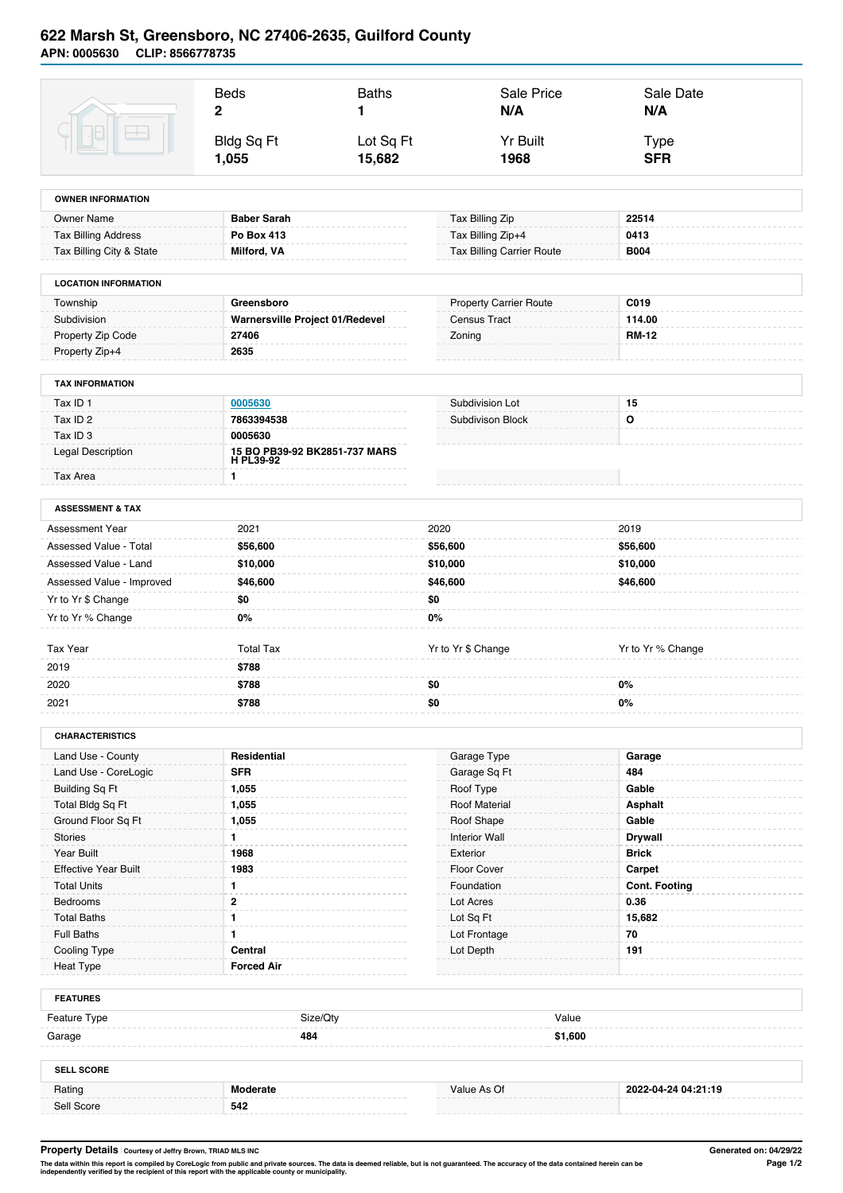# 622 Marsh St, Greensboro, NC 27406-2635, Guilford County

**APN: 0005630 CLIP: 8566778735**

| Beds | Baths | Sale Price | Sale Date |
|---|---|---|---|
| **2** | **1** | **N/A** | **N/A** |
| **Bldg Sq Ft** | **Lot Sq Ft** | **Yr Built** | **Type** |
| **1,055** | **15,682** | **1968** | **SFR** |

## OWNER INFORMATION

| | | | |
|---|---|---|---|
| Owner Name | **Baber Sarah** | Tax Billing Zip | **22514** |
| Tax Billing Address | **Po Box 413** | Tax Billing Zip+4 | **0413** |
| Tax Billing City & State | **Milford, VA** | Tax Billing Carrier Route | **B004** |

## LOCATION INFORMATION

| | | | |
|---|---|---|---|
| Township | **Greensboro** | Property Carrier Route | **C019** |
| Subdivision | **Warnersville Project 01/Redevel** | Census Tract | **114.00** |
| Property Zip Code | **27406** | Zoning | **RM-12** |
| Property Zip+4 | **2635** | | |

## TAX INFORMATION

| | | | |
|---|---|---|---|
| Tax ID 1 | **0005630** | Subdivision Lot | **15** |
| Tax ID 2 | **7863394538** | Subdivison Block | **O** |
| Tax ID 3 | **0005630** | | |
| Legal Description | **15 BO PB39-92 BK2851-737 MARS H PL39-92** | | |
| Tax Area | **1** | | |

## ASSESSMENT & TAX

| Assessment Year | 2021 | 2020 | 2019 |
|---|---|---|---|
| Assessed Value - Total | **$56,600** | **$56,600** | **$56,600** |
| Assessed Value - Land | **$10,000** | **$10,000** | **$10,000** |
| Assessed Value - Improved | **$46,600** | **$46,600** | **$46,600** |
| Yr to Yr $ Change | **$0** | **$0** | |
| Yr to Yr % Change | **0%** | **0%** | |

| Tax Year | Total Tax | Yr to Yr $ Change | Yr to Yr % Change |
|---|---|---|---|
| 2019 | **$788** | | |
| 2020 | **$788** | **$0** | **0%** |
| 2021 | **$788** | **$0** | **0%** |

## CHARACTERISTICS

| | | | |
|---|---|---|---|
| Land Use - County | **Residential** | Garage Type | **Garage** |
| Land Use - CoreLogic | **SFR** | Garage Sq Ft | **484** |
| Building Sq Ft | **1,055** | Roof Type | **Gable** |
| Total Bldg Sq Ft | **1,055** | Roof Material | **Asphalt** |
| Ground Floor Sq Ft | **1,055** | Roof Shape | **Gable** |
| Stories | **1** | Interior Wall | **Drywall** |
| Year Built | **1968** | Exterior | **Brick** |
| Effective Year Built | **1983** | Floor Cover | **Carpet** |
| Total Units | **1** | Foundation | **Cont. Footing** |
| Bedrooms | **2** | Lot Acres | **0.36** |
| Total Baths | **1** | Lot Sq Ft | **15,682** |
| Full Baths | **1** | Lot Frontage | **70** |
| Cooling Type | **Central** | Lot Depth | **191** |
| Heat Type | **Forced Air** | | |

## FEATURES

| Feature Type | Size/Qty | Value |
|---|---|---|
| Garage | **484** | **$1,600** |

## SELL SCORE

| | | | |
|---|---|---|---|
| Rating | **Moderate** | Value As Of | **2022-04-24 04:21:19** |
| Sell Score | **542** | | |

**Property Details** Courtesy of Jeffry Brown, TRIAD MLS INC

Generated on: 04/29/22

The data within this report is compiled by CoreLogic from public and private sources. The data is deemed reliable, but is not guaranteed. The accuracy of the data contained herein can be independently verified by the recipient of this report with the applicable county or municipality.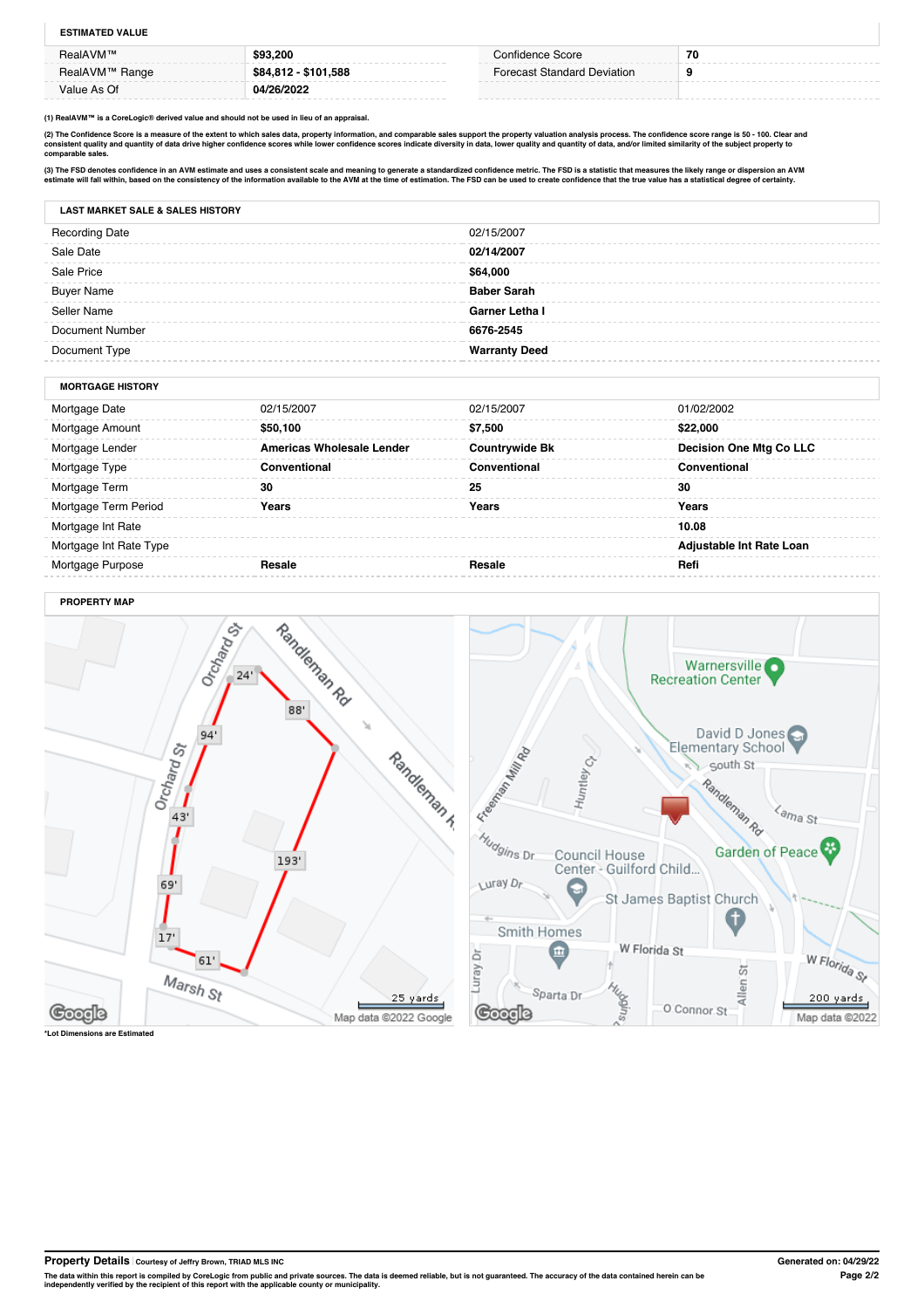## ESTIMATED VALUE

| | | | |
|---|---|---|---|
| RealAVM™ | **$93,200** | Confidence Score | **70** |
| RealAVM™ Range | **$84,812 - $101,588** | Forecast Standard Deviation | **9** |
| Value As Of | **04/26/2022** | | |

**(1) RealAVM™ is a CoreLogic® derived value and should not be used in lieu of an appraisal.**

**(2) The Confidence Score is a measure of the extent to which sales data, property information, and comparable sales support the property valuation analysis process. The confidence score range is 50 - 100. Clear and consistent quality and quantity of data drive higher confidence scores while lower confidence scores indicate diversity in data, lower quality and quantity of data, and/or limited similarity of the subject property to comparable sales.**

**(3) The FSD denotes confidence in an AVM estimate and uses a consistent scale and meaning to generate a standardized confidence metric. The FSD is a statistic that measures the likely range or dispersion an AVM estimate will fall within, based on the consistency of the information available to the AVM at the time of estimation. The FSD can be used to create confidence that the true value has a statistical degree of certainty.**

## LAST MARKET SALE & SALES HISTORY

| | |
|---|---|
| Recording Date | 02/15/2007 |
| Sale Date | **02/14/2007** |
| Sale Price | **$64,000** |
| Buyer Name | **Baber Sarah** |
| Seller Name | **Garner Letha I** |
| Document Number | **6676-2545** |
| Document Type | **Warranty Deed** |

## MORTGAGE HISTORY

| | | | |
|---|---|---|---|
| Mortgage Date | 02/15/2007 | 02/15/2007 | 01/02/2002 |
| Mortgage Amount | **$50,100** | **$7,500** | **$22,000** |
| Mortgage Lender | **Americas Wholesale Lender** | **Countrywide Bk** | **Decision One Mtg Co LLC** |
| Mortgage Type | **Conventional** | **Conventional** | **Conventional** |
| Mortgage Term | **30** | **25** | **30** |
| Mortgage Term Period | **Years** | **Years** | **Years** |
| Mortgage Int Rate | | | **10.08** |
| Mortgage Int Rate Type | | | **Adjustable Int Rate Loan** |
| Mortgage Purpose | **Resale** | **Resale** | **Refi** |

## PROPERTY MAP

*Lot Dimensions are Estimated

**Property Details** Courtesy of Jeffry Brown, TRIAD MLS INC

Generated on: 04/29/22

The data within this report is compiled by CoreLogic from public and private sources. The data is deemed reliable, but is not guaranteed. The accuracy of the data contained herein can be independently verified by the recipient of this report with the applicable county or municipality.